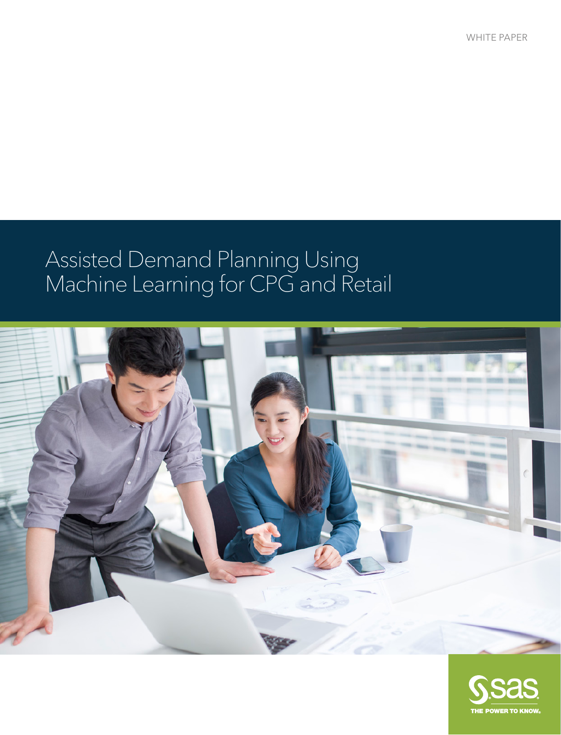WHITE PAPER

# Assisted Demand Planning Using Machine Learning for CPG and Retail

THE POWER TO KNOW.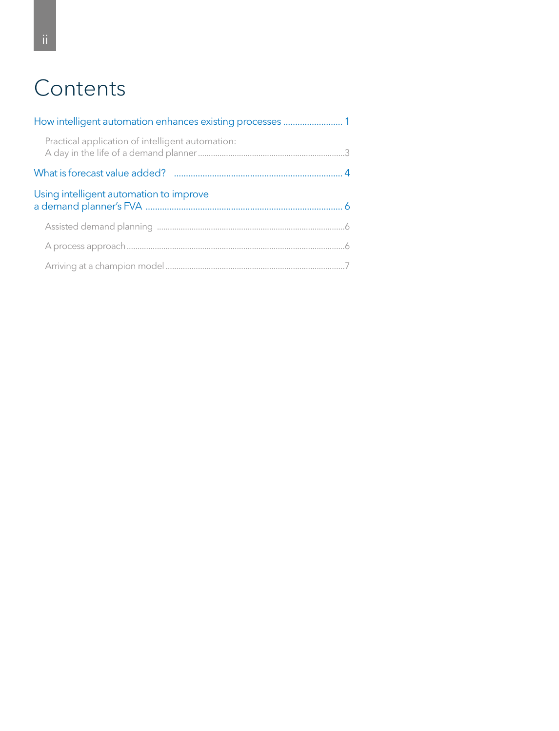# Contents

How intelligent automation enhances existing processes ......................... 1

- Practical application of intelligent automation: A day in the life of a demand planner ........................................................................ 3

What is forecast value added? ........................................................................ 4

Using intelligent automation to improve a demand planner's FVA ........................................................................ 6

- Assisted demand planning ........................................................................ 6
- A process approach ........................................................................ 6
- Arriving at a champion model ........................................................................ 7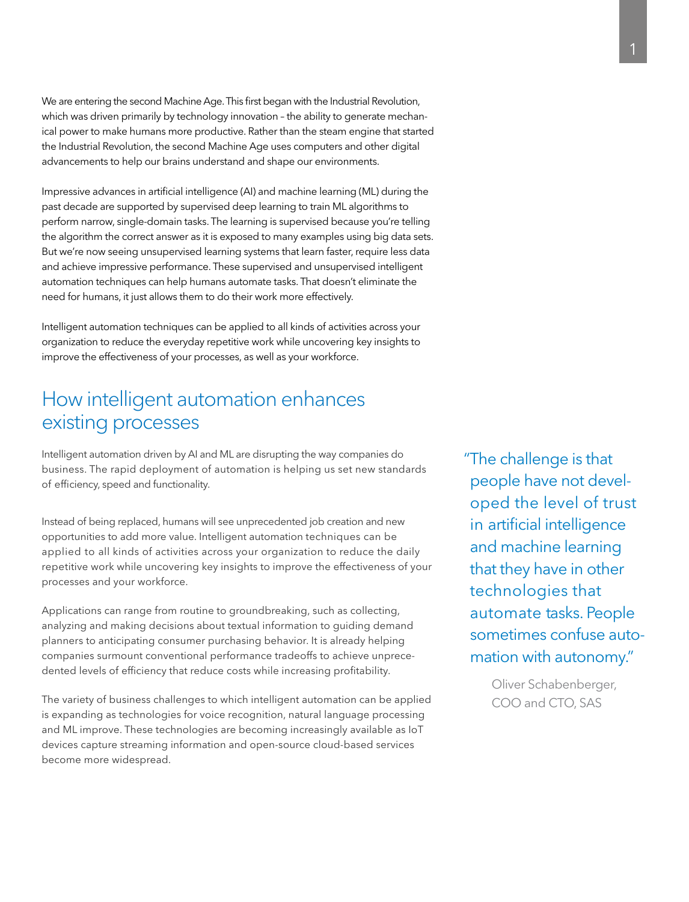We are entering the second Machine Age. This first began with the Industrial Revolution, which was driven primarily by technology innovation – the ability to generate mechanical power to make humans more productive. Rather than the steam engine that started the Industrial Revolution, the second Machine Age uses computers and other digital advancements to help our brains understand and shape our environments.

Impressive advances in artificial intelligence (AI) and machine learning (ML) during the past decade are supported by supervised deep learning to train ML algorithms to perform narrow, single-domain tasks. The learning is supervised because you're telling the algorithm the correct answer as it is exposed to many examples using big data sets. But we're now seeing unsupervised learning systems that learn faster, require less data and achieve impressive performance. These supervised and unsupervised intelligent automation techniques can help humans automate tasks. That doesn't eliminate the need for humans, it just allows them to do their work more effectively.

Intelligent automation techniques can be applied to all kinds of activities across your organization to reduce the everyday repetitive work while uncovering key insights to improve the effectiveness of your processes, as well as your workforce.

## How intelligent automation enhances existing processes

Intelligent automation driven by AI and ML are disrupting the way companies do business. The rapid deployment of automation is helping us set new standards of efficiency, speed and functionality.

Instead of being replaced, humans will see unprecedented job creation and new opportunities to add more value. Intelligent automation techniques can be applied to all kinds of activities across your organization to reduce the daily repetitive work while uncovering key insights to improve the effectiveness of your processes and your workforce.

Applications can range from routine to groundbreaking, such as collecting, analyzing and making decisions about textual information to guiding demand planners to anticipating consumer purchasing behavior. It is already helping companies surmount conventional performance tradeoffs to achieve unprecedented levels of efficiency that reduce costs while increasing profitability.

The variety of business challenges to which intelligent automation can be applied is expanding as technologies for voice recognition, natural language processing and ML improve. These technologies are becoming increasingly available as IoT devices capture streaming information and open-source cloud-based services become more widespread.

> "The challenge is that people have not developed the level of trust in artificial intelligence and machine learning that they have in other technologies that automate tasks. People sometimes confuse automation with autonomy."
>
> Oliver Schabenberger, COO and CTO, SAS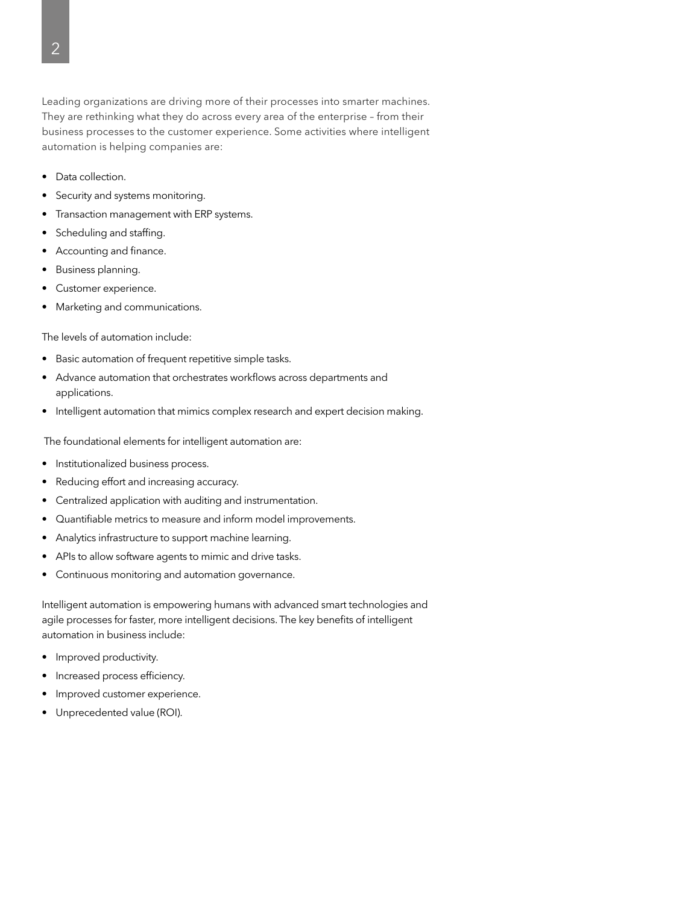Leading organizations are driving more of their processes into smarter machines. They are rethinking what they do across every area of the enterprise – from their business processes to the customer experience. Some activities where intelligent automation is helping companies are:

- Data collection.
- Security and systems monitoring.
- Transaction management with ERP systems.
- Scheduling and staffing.
- Accounting and finance.
- Business planning.
- Customer experience.
- Marketing and communications.

The levels of automation include:

- Basic automation of frequent repetitive simple tasks.
- Advance automation that orchestrates workflows across departments and applications.
- Intelligent automation that mimics complex research and expert decision making.

The foundational elements for intelligent automation are:

- Institutionalized business process.
- Reducing effort and increasing accuracy.
- Centralized application with auditing and instrumentation.
- Quantifiable metrics to measure and inform model improvements.
- Analytics infrastructure to support machine learning.
- APIs to allow software agents to mimic and drive tasks.
- Continuous monitoring and automation governance.

Intelligent automation is empowering humans with advanced smart technologies and agile processes for faster, more intelligent decisions. The key benefits of intelligent automation in business include:

- Improved productivity.
- Increased process efficiency.
- Improved customer experience.
- Unprecedented value (ROI).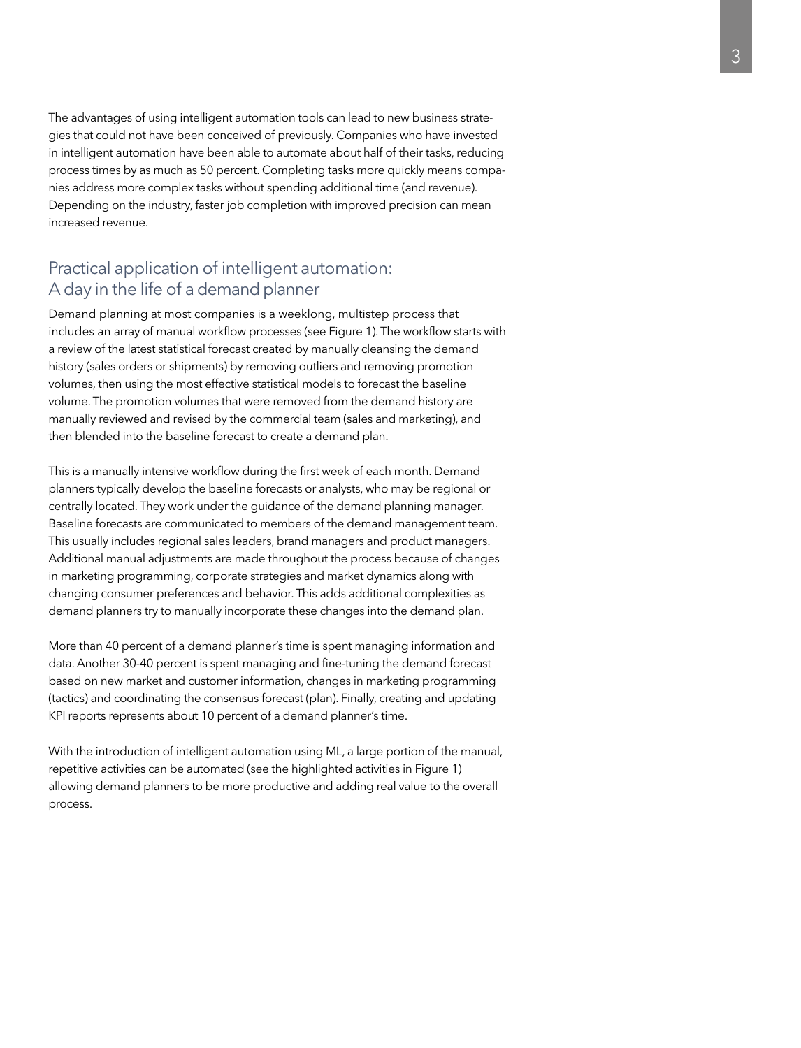The advantages of using intelligent automation tools can lead to new business strategies that could not have been conceived of previously. Companies who have invested in intelligent automation have been able to automate about half of their tasks, reducing process times by as much as 50 percent. Completing tasks more quickly means companies address more complex tasks without spending additional time (and revenue). Depending on the industry, faster job completion with improved precision can mean increased revenue.

## Practical application of intelligent automation: A day in the life of a demand planner

Demand planning at most companies is a weeklong, multistep process that includes an array of manual workflow processes (see Figure 1). The workflow starts with a review of the latest statistical forecast created by manually cleansing the demand history (sales orders or shipments) by removing outliers and removing promotion volumes, then using the most effective statistical models to forecast the baseline volume. The promotion volumes that were removed from the demand history are manually reviewed and revised by the commercial team (sales and marketing), and then blended into the baseline forecast to create a demand plan.

This is a manually intensive workflow during the first week of each month. Demand planners typically develop the baseline forecasts or analysts, who may be regional or centrally located. They work under the guidance of the demand planning manager. Baseline forecasts are communicated to members of the demand management team. This usually includes regional sales leaders, brand managers and product managers. Additional manual adjustments are made throughout the process because of changes in marketing programming, corporate strategies and market dynamics along with changing consumer preferences and behavior. This adds additional complexities as demand planners try to manually incorporate these changes into the demand plan.

More than 40 percent of a demand planner's time is spent managing information and data. Another 30-40 percent is spent managing and fine-tuning the demand forecast based on new market and customer information, changes in marketing programming (tactics) and coordinating the consensus forecast (plan). Finally, creating and updating KPI reports represents about 10 percent of a demand planner's time.

With the introduction of intelligent automation using ML, a large portion of the manual, repetitive activities can be automated (see the highlighted activities in Figure 1) allowing demand planners to be more productive and adding real value to the overall process.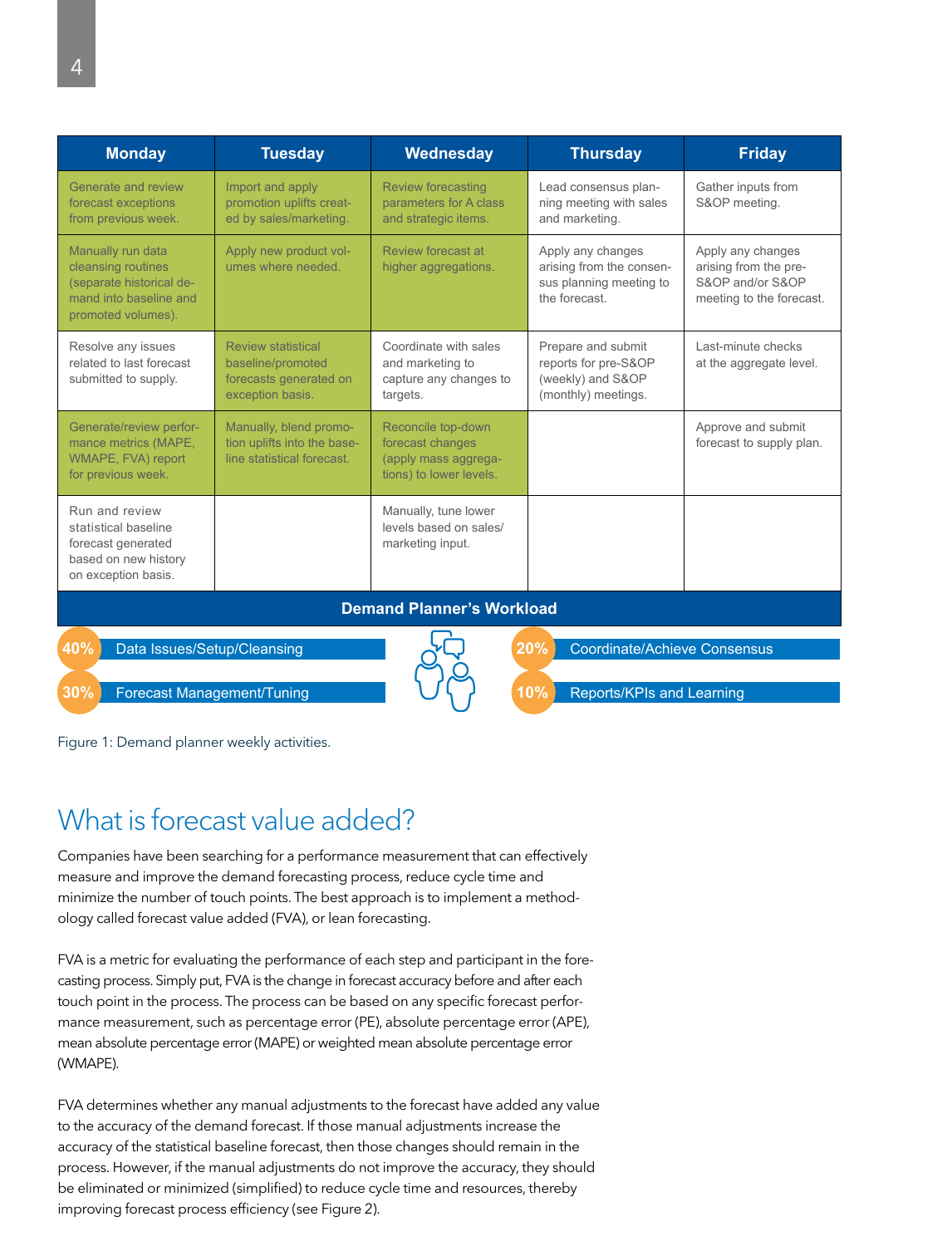| Monday | Tuesday | Wednesday | Thursday | Friday |
|---|---|---|---|---|
| Generate and review forecast exceptions from previous week. | Import and apply promotion uplifts created by sales/marketing. | Review forecasting parameters for A class and strategic items. | Lead consensus planning meeting with sales and marketing. | Gather inputs from S&OP meeting. |
| Manually run data cleansing routines (separate historical demand into baseline and promoted volumes). | Apply new product volumes where needed. | Review forecast at higher aggregations. | Apply any changes arising from the consensus planning meeting to the forecast. | Apply any changes arising from the pre-S&OP and/or S&OP meeting to the forecast. |
| Resolve any issues related to last forecast submitted to supply. | Review statistical baseline/promoted forecasts generated on exception basis. | Coordinate with sales and marketing to capture any changes to targets. | Prepare and submit reports for pre-S&OP (weekly) and S&OP (monthly) meetings. | Last-minute checks at the aggregate level. |
| Generate/review performance metrics (MAPE, WMAPE, FVA) report for previous week. | Manually, blend promotion uplifts into the baseline statistical forecast. | Reconcile top-down forecast changes (apply mass aggregations) to lower levels. | | Approve and submit forecast to supply plan. |
| Run and review statistical baseline forecast generated based on new history on exception basis. | | Manually, tune lower levels based on sales/marketing input. | | |

**Demand Planner's Workload**

- **40%** Data Issues/Setup/Cleansing
- **30%** Forecast Management/Tuning
- **20%** Coordinate/Achieve Consensus
- **10%** Reports/KPIs and Learning

Figure 1: Demand planner weekly activities.

## What is forecast value added?

Companies have been searching for a performance measurement that can effectively measure and improve the demand forecasting process, reduce cycle time and minimize the number of touch points. The best approach is to implement a methodology called forecast value added (FVA), or lean forecasting.

FVA is a metric for evaluating the performance of each step and participant in the forecasting process. Simply put, FVA is the change in forecast accuracy before and after each touch point in the process. The process can be based on any specific forecast performance measurement, such as percentage error (PE), absolute percentage error (APE), mean absolute percentage error (MAPE) or weighted mean absolute percentage error (WMAPE).

FVA determines whether any manual adjustments to the forecast have added any value to the accuracy of the demand forecast. If those manual adjustments increase the accuracy of the statistical baseline forecast, then those changes should remain in the process. However, if the manual adjustments do not improve the accuracy, they should be eliminated or minimized (simplified) to reduce cycle time and resources, thereby improving forecast process efficiency (see Figure 2).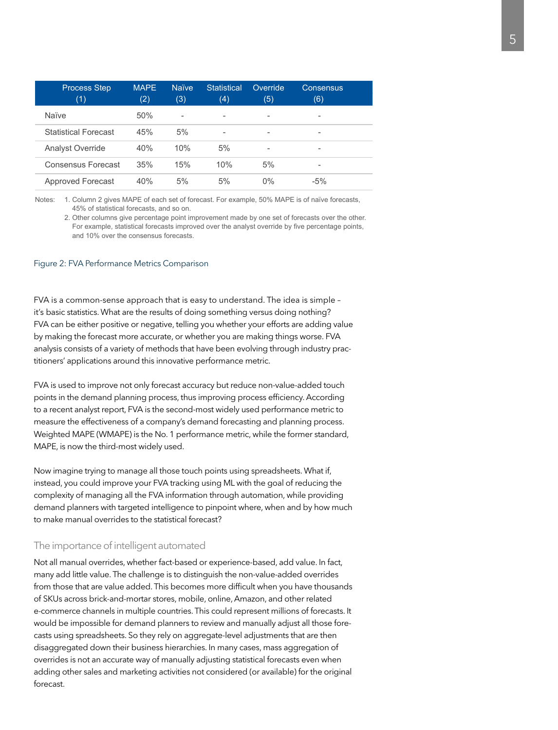| Process Step (1) | MAPE (2) | Naïve (3) | Statistical (4) | Override (5) | Consensus (6) |
|---|---|---|---|---|---|
| Naïve | 50% | - | - | - | - |
| Statistical Forecast | 45% | 5% | - | - | - |
| Analyst Override | 40% | 10% | 5% | - | - |
| Consensus Forecast | 35% | 15% | 10% | 5% | - |
| Approved Forecast | 40% | 5% | 5% | 0% | -5% |

Notes:
1. Column 2 gives MAPE of each set of forecast. For example, 50% MAPE is of naïve forecasts, 45% of statistical forecasts, and so on.
2. Other columns give percentage point improvement made by one set of forecasts over the other. For example, statistical forecasts improved over the analyst override by five percentage points, and 10% over the consensus forecasts.

Figure 2: FVA Performance Metrics Comparison

FVA is a common-sense approach that is easy to understand. The idea is simple – it's basic statistics. What are the results of doing something versus doing nothing? FVA can be either positive or negative, telling you whether your efforts are adding value by making the forecast more accurate, or whether you are making things worse. FVA analysis consists of a variety of methods that have been evolving through industry practitioners' applications around this innovative performance metric.

FVA is used to improve not only forecast accuracy but reduce non-value-added touch points in the demand planning process, thus improving process efficiency. According to a recent analyst report, FVA is the second-most widely used performance metric to measure the effectiveness of a company's demand forecasting and planning process. Weighted MAPE (WMAPE) is the No. 1 performance metric, while the former standard, MAPE, is now the third-most widely used.

Now imagine trying to manage all those touch points using spreadsheets. What if, instead, you could improve your FVA tracking using ML with the goal of reducing the complexity of managing all the FVA information through automation, while providing demand planners with targeted intelligence to pinpoint where, when and by how much to make manual overrides to the statistical forecast?

## The importance of intelligent automated

Not all manual overrides, whether fact-based or experience-based, add value. In fact, many add little value. The challenge is to distinguish the non-value-added overrides from those that are value added. This becomes more difficult when you have thousands of SKUs across brick-and-mortar stores, mobile, online, Amazon, and other related e-commerce channels in multiple countries. This could represent millions of forecasts. It would be impossible for demand planners to review and manually adjust all those forecasts using spreadsheets. So they rely on aggregate-level adjustments that are then disaggregated down their business hierarchies. In many cases, mass aggregation of overrides is not an accurate way of manually adjusting statistical forecasts even when adding other sales and marketing activities not considered (or available) for the original forecast.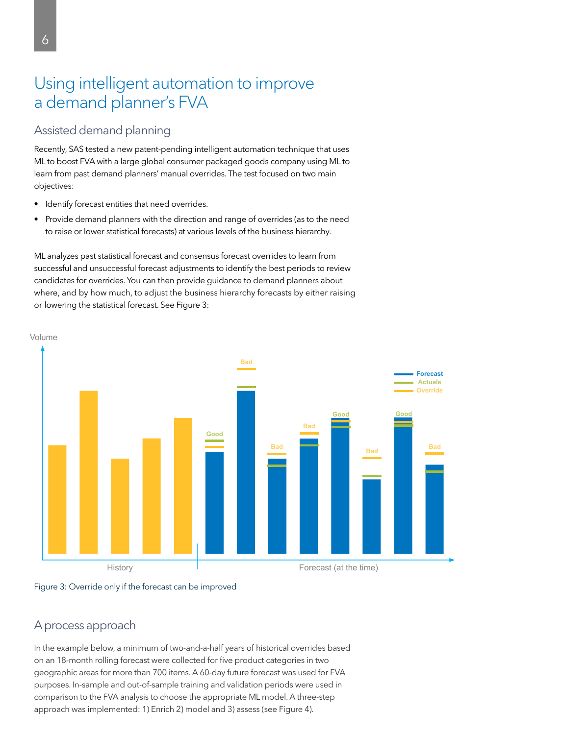# Using intelligent automation to improve a demand planner's FVA

## Assisted demand planning

Recently, SAS tested a new patent-pending intelligent automation technique that uses ML to boost FVA with a large global consumer packaged goods company using ML to learn from past demand planners' manual overrides. The test focused on two main objectives:

- Identify forecast entities that need overrides.
- Provide demand planners with the direction and range of overrides (as to the need to raise or lower statistical forecasts) at various levels of the business hierarchy.

ML analyzes past statistical forecast and consensus forecast overrides to learn from successful and unsuccessful forecast adjustments to identify the best periods to review candidates for overrides. You can then provide guidance to demand planners about where, and by how much, to adjust the business hierarchy forecasts by either raising or lowering the statistical forecast. See Figure 3:

Figure 3: Override only if the forecast can be improved

## A process approach

In the example below, a minimum of two-and-a-half years of historical overrides based on an 18-month rolling forecast were collected for five product categories in two geographic areas for more than 700 items. A 60-day future forecast was used for FVA purposes. In-sample and out-of-sample training and validation periods were used in comparison to the FVA analysis to choose the appropriate ML model. A three-step approach was implemented: 1) Enrich 2) model and 3) assess (see Figure 4).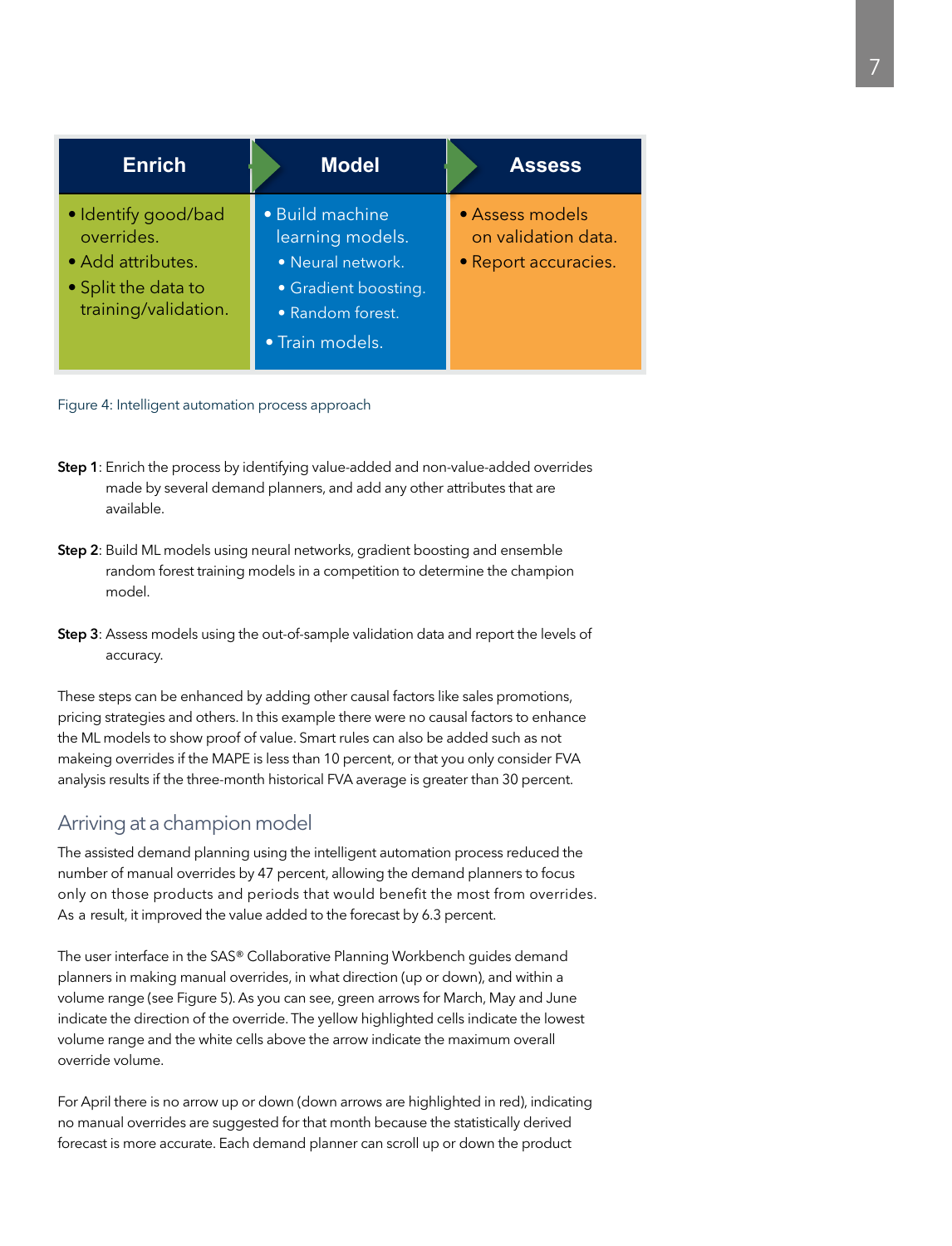| Enrich | Model | Assess |
|---|---|---|
| • Identify good/bad overrides. • Add attributes. • Split the data to training/validation. | • Build machine learning models. • Neural network. • Gradient boosting. • Random forest. • Train models. | • Assess models on validation data. • Report accuracies. |

Figure 4: Intelligent automation process approach

**Step 1**: Enrich the process by identifying value-added and non-value-added overrides made by several demand planners, and add any other attributes that are available.

**Step 2**: Build ML models using neural networks, gradient boosting and ensemble random forest training models in a competition to determine the champion model.

**Step 3**: Assess models using the out-of-sample validation data and report the levels of accuracy.

These steps can be enhanced by adding other causal factors like sales promotions, pricing strategies and others. In this example there were no causal factors to enhance the ML models to show proof of value. Smart rules can also be added such as not makeing overrides if the MAPE is less than 10 percent, or that you only consider FVA analysis results if the three-month historical FVA average is greater than 30 percent.

## Arriving at a champion model

The assisted demand planning using the intelligent automation process reduced the number of manual overrides by 47 percent, allowing the demand planners to focus only on those products and periods that would benefit the most from overrides. As a result, it improved the value added to the forecast by 6.3 percent.

The user interface in the SAS® Collaborative Planning Workbench guides demand planners in making manual overrides, in what direction (up or down), and within a volume range (see Figure 5). As you can see, green arrows for March, May and June indicate the direction of the override. The yellow highlighted cells indicate the lowest volume range and the white cells above the arrow indicate the maximum overall override volume.

For April there is no arrow up or down (down arrows are highlighted in red), indicating no manual overrides are suggested for that month because the statistically derived forecast is more accurate. Each demand planner can scroll up or down the product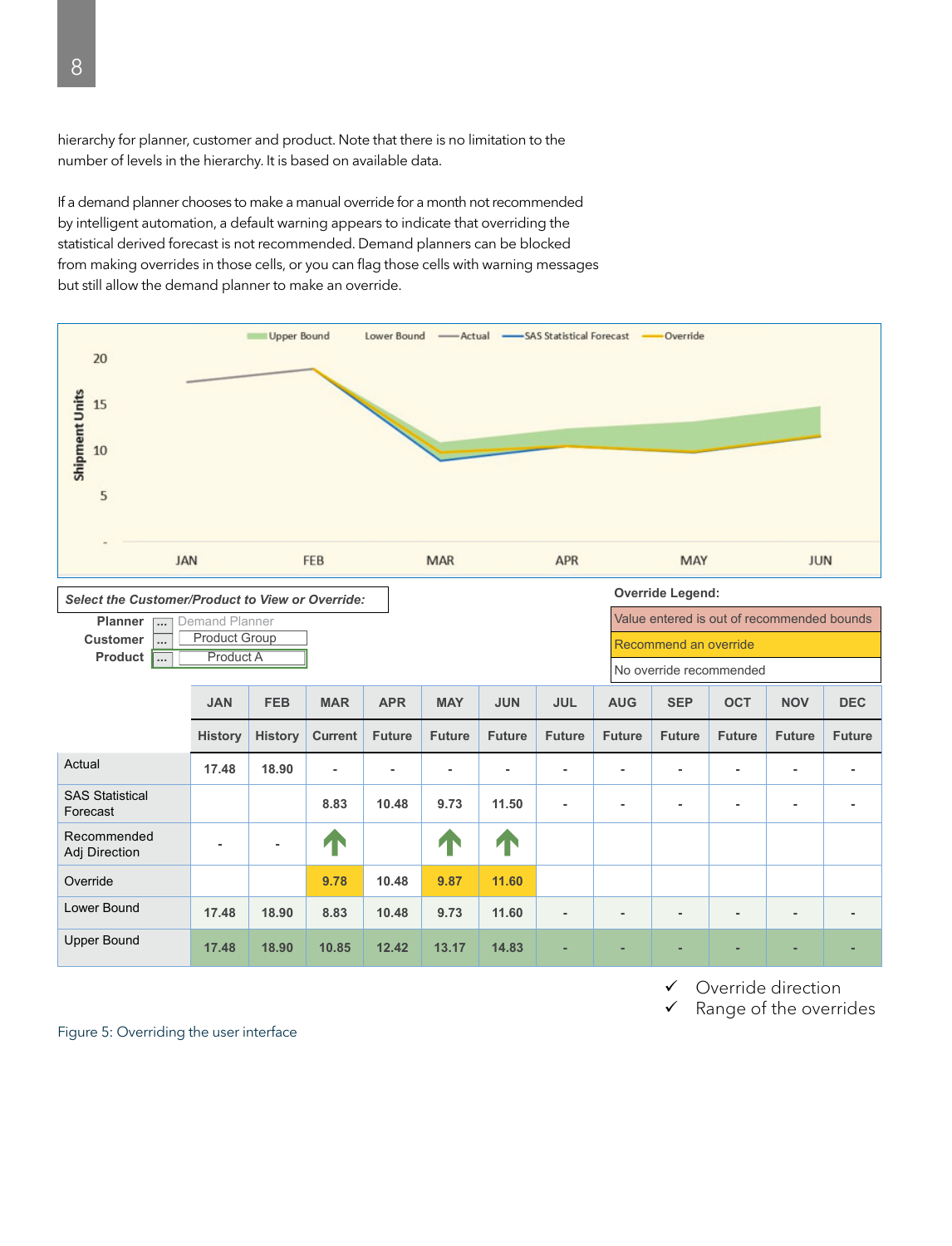hierarchy for planner, customer and product. Note that there is no limitation to the number of levels in the hierarchy. It is based on available data.

If a demand planner chooses to make a manual override for a month not recommended by intelligent automation, a default warning appears to indicate that overriding the statistical derived forecast is not recommended. Demand planners can be blocked from making overrides in those cells, or you can flag those cells with warning messages but still allow the demand planner to make an override.

*Select the Customer/Product to View or Override:*

**Planner** ... Demand Planner
**Customer** ... Product Group
**Product** ... Product A

**Override Legend:**

- Value entered is out of recommended bounds
- Recommend an override
- No override recommended

| | JAN | FEB | MAR | APR | MAY | JUN | JUL | AUG | SEP | OCT | NOV | DEC |
|---|---|---|---|---|---|---|---|---|---|---|---|---|
| | History | History | Current | Future | Future | Future | Future | Future | Future | Future | Future | Future |
| Actual | 17.48 | 18.90 | - | - | - | - | - | - | - | - | - | - |
| SAS Statistical Forecast | | | 8.83 | 10.48 | 9.73 | 11.50 | - | - | - | - | - | - |
| Recommended Adj Direction | - | - | ↑ | | ↑ | ↑ | | | | | | |
| Override | | | 9.78 | 10.48 | 9.87 | 11.60 | | | | | | |
| Lower Bound | 17.48 | 18.90 | 8.83 | 10.48 | 9.73 | 11.60 | - | - | - | - | - | - |
| Upper Bound | 17.48 | 18.90 | 10.85 | 12.42 | 13.17 | 14.83 | - | - | - | - | - | - |

✓ Override direction
✓ Range of the overrides

Figure 5: Overriding the user interface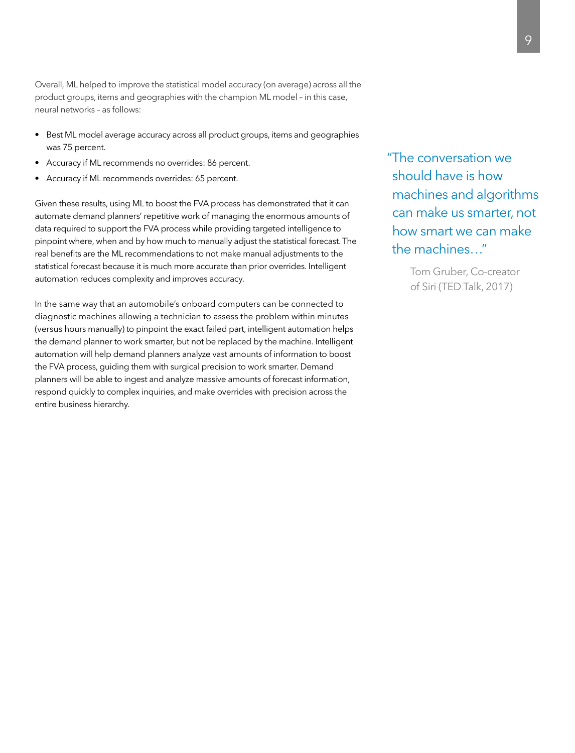Overall, ML helped to improve the statistical model accuracy (on average) across all the product groups, items and geographies with the champion ML model – in this case, neural networks – as follows:

- Best ML model average accuracy across all product groups, items and geographies was 75 percent.
- Accuracy if ML recommends no overrides: 86 percent.
- Accuracy if ML recommends overrides: 65 percent.

Given these results, using ML to boost the FVA process has demonstrated that it can automate demand planners' repetitive work of managing the enormous amounts of data required to support the FVA process while providing targeted intelligence to pinpoint where, when and by how much to manually adjust the statistical forecast. The real benefits are the ML recommendations to not make manual adjustments to the statistical forecast because it is much more accurate than prior overrides. Intelligent automation reduces complexity and improves accuracy.

In the same way that an automobile's onboard computers can be connected to diagnostic machines allowing a technician to assess the problem within minutes (versus hours manually) to pinpoint the exact failed part, intelligent automation helps the demand planner to work smarter, but not be replaced by the machine. Intelligent automation will help demand planners analyze vast amounts of information to boost the FVA process, guiding them with surgical precision to work smarter. Demand planners will be able to ingest and analyze massive amounts of forecast information, respond quickly to complex inquiries, and make overrides with precision across the entire business hierarchy.

> "The conversation we should have is how machines and algorithms can make us smarter, not how smart we can make the machines…"
>
> Tom Gruber, Co-creator of Siri (TED Talk, 2017)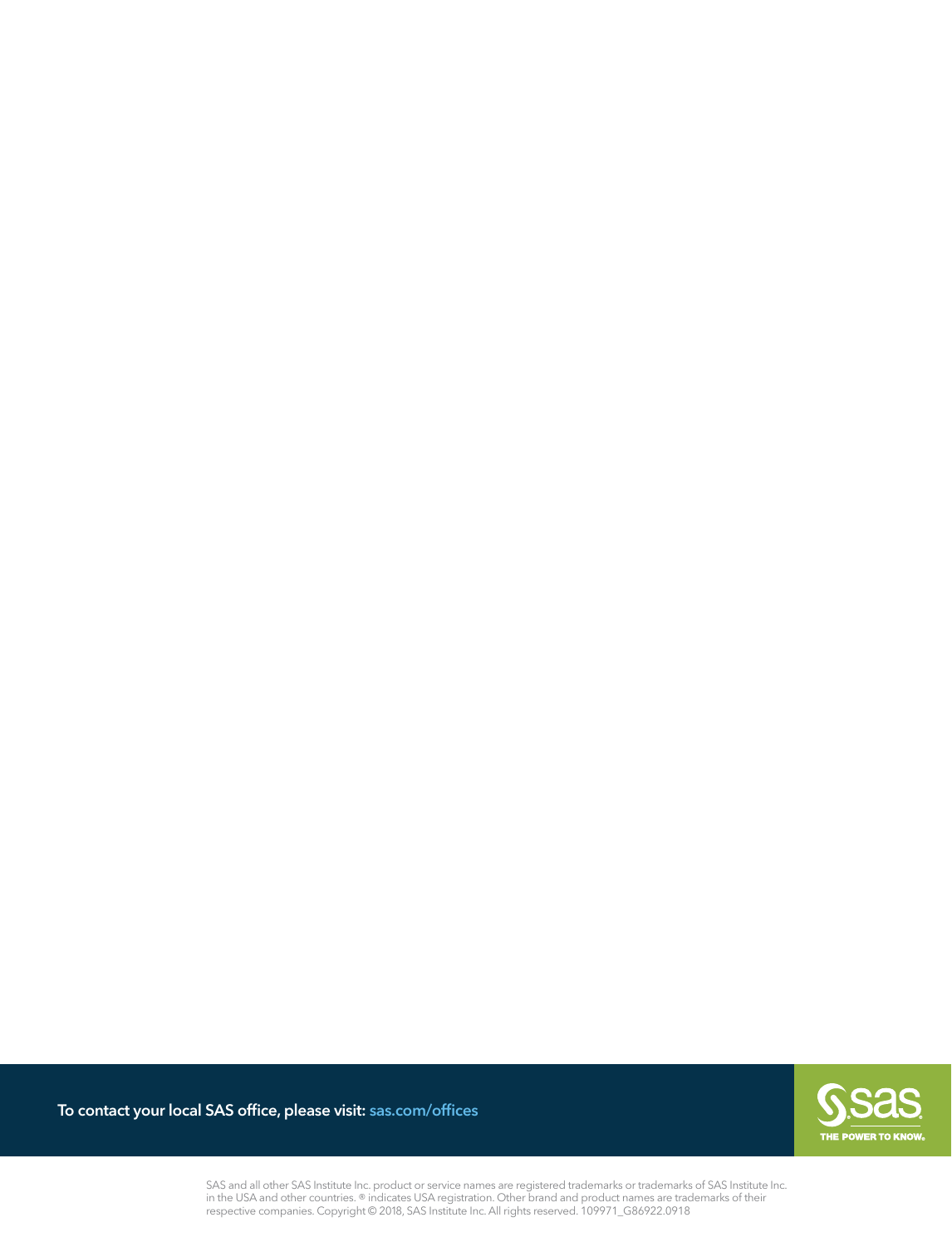To contact your local SAS office, please visit: sas.com/offices

SAS and all other SAS Institute Inc. product or service names are registered trademarks or trademarks of SAS Institute Inc. in the USA and other countries. ® indicates USA registration. Other brand and product names are trademarks of their respective companies. Copyright © 2018, SAS Institute Inc. All rights reserved. 109971_G86922.0918